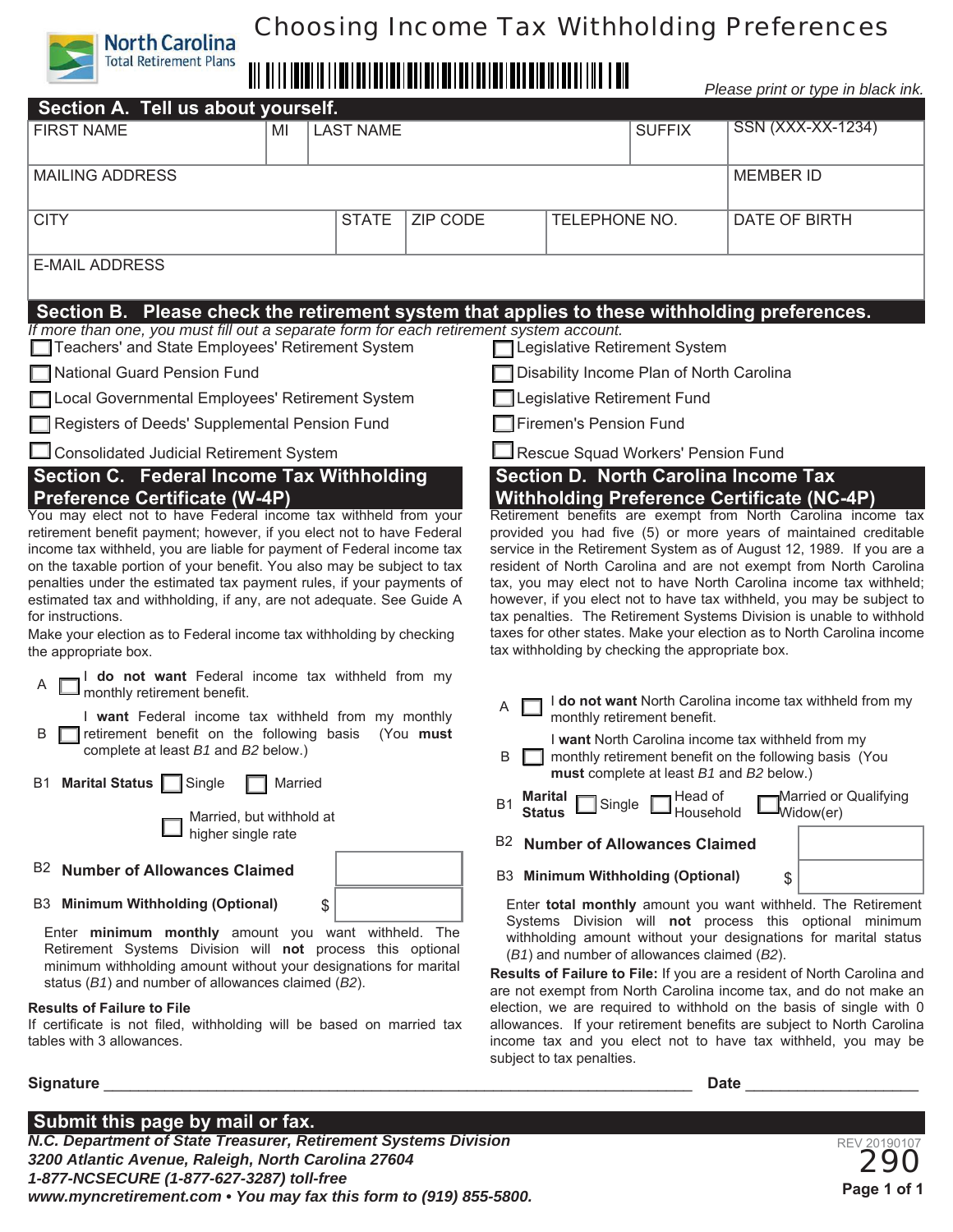North Carolina Total Retirement Plans

# Choosing Income Tax Withholding Preferences

*Please print or type in black ink.*

## Section A. Tell us about yourself.

| FIRST NAME | MI | LAST NAME | | | SUFFIX | SSN (XXX-XX-1234) |
|---|---|---|---|---|---|---|
| MAILING ADDRESS | | | | | | MEMBER ID |
| CITY | | STATE | ZIP CODE | TELEPHONE NO. | | DATE OF BIRTH |
| E-MAIL ADDRESS | | | | | | |

## Section B. Please check the retirement system that applies to these withholding preferences.

*If more than one, you must fill out a separate form for each retirement system account.*

- ☐ Teachers' and State Employees' Retirement System
- ☐ National Guard Pension Fund
- ☐ Local Governmental Employees' Retirement System
- ☐ Registers of Deeds' Supplemental Pension Fund
- ☐ Consolidated Judicial Retirement System
- ☐ Legislative Retirement System
- ☐ Disability Income Plan of North Carolina
- ☐ Legislative Retirement Fund
- ☐ Firemen's Pension Fund
- ☐ Rescue Squad Workers' Pension Fund

## Section C. Federal Income Tax Withholding Preference Certificate (W-4P)

You may elect not to have Federal income tax withheld from your retirement benefit payment; however, if you elect not to have Federal income tax withheld, you are liable for payment of Federal income tax on the taxable portion of your benefit. You also may be subject to tax penalties under the estimated tax payment rules, if your payments of estimated tax and withholding, if any, are not adequate. See Guide A for instructions.

Make your election as to Federal income tax withholding by checking the appropriate box.

A ☐ I **do not want** Federal income tax withheld from my monthly retirement benefit.

B ☐ I **want** Federal income tax withheld from my monthly retirement benefit on the following basis (You **must** complete at least *B1* and *B2* below.)

B1 **Marital Status** ☐ Single ☐ Married ☐ Married, but withhold at higher single rate

B2 **Number of Allowances Claimed** ________

B3 **Minimum Withholding (Optional)** $ ________

Enter **minimum monthly** amount you want withheld. The Retirement Systems Division will **not** process this optional minimum withholding amount without your designations for marital status (*B1*) and number of allowances claimed (*B2*).

**Results of Failure to File**

If certificate is not filed, withholding will be based on married tax tables with 3 allowances.

## Section D. North Carolina Income Tax Withholding Preference Certificate (NC-4P)

Retirement benefits are exempt from North Carolina income tax provided you had five (5) or more years of maintained creditable service in the Retirement System as of August 12, 1989. If you are a resident of North Carolina and are not exempt from North Carolina tax, you may elect not to have North Carolina income tax withheld; however, if you elect not to have tax withheld, you may be subject to tax penalties. The Retirement Systems Division is unable to withhold taxes for other states. Make your election as to North Carolina income tax withholding by checking the appropriate box.

A ☐ I **do not want** North Carolina income tax withheld from my monthly retirement benefit.

B ☐ I **want** North Carolina income tax withheld from my monthly retirement benefit on the following basis (You **must** complete at least *B1* and *B2* below.)

B1 **Marital Status** ☐ Single ☐ Head of Household ☐ Married or Qualifying Widow(er)

B2 **Number of Allowances Claimed** ________

B3 **Minimum Withholding (Optional)** $ ________

Enter **total monthly** amount you want withheld. The Retirement Systems Division will **not** process this optional minimum withholding amount without your designations for marital status (*B1*) and number of allowances claimed (*B2*).

**Results of Failure to File:** If you are a resident of North Carolina and are not exempt from North Carolina income tax, and do not make an election, we are required to withhold on the basis of single with 0 allowances. If your retirement benefits are subject to North Carolina income tax and you elect not to have tax withheld, you may be subject to tax penalties.

**Signature** ______________________________ **Date** ______________

## Submit this page by mail or fax.

***N.C. Department of State Treasurer, Retirement Systems Division***
***3200 Atlantic Avenue, Raleigh, North Carolina 27604***
***1-877-NCSECURE (1-877-627-3287) toll-free***
***www.myncretirement.com • You may fax this form to (919) 855-5800.***

REV 20190107
290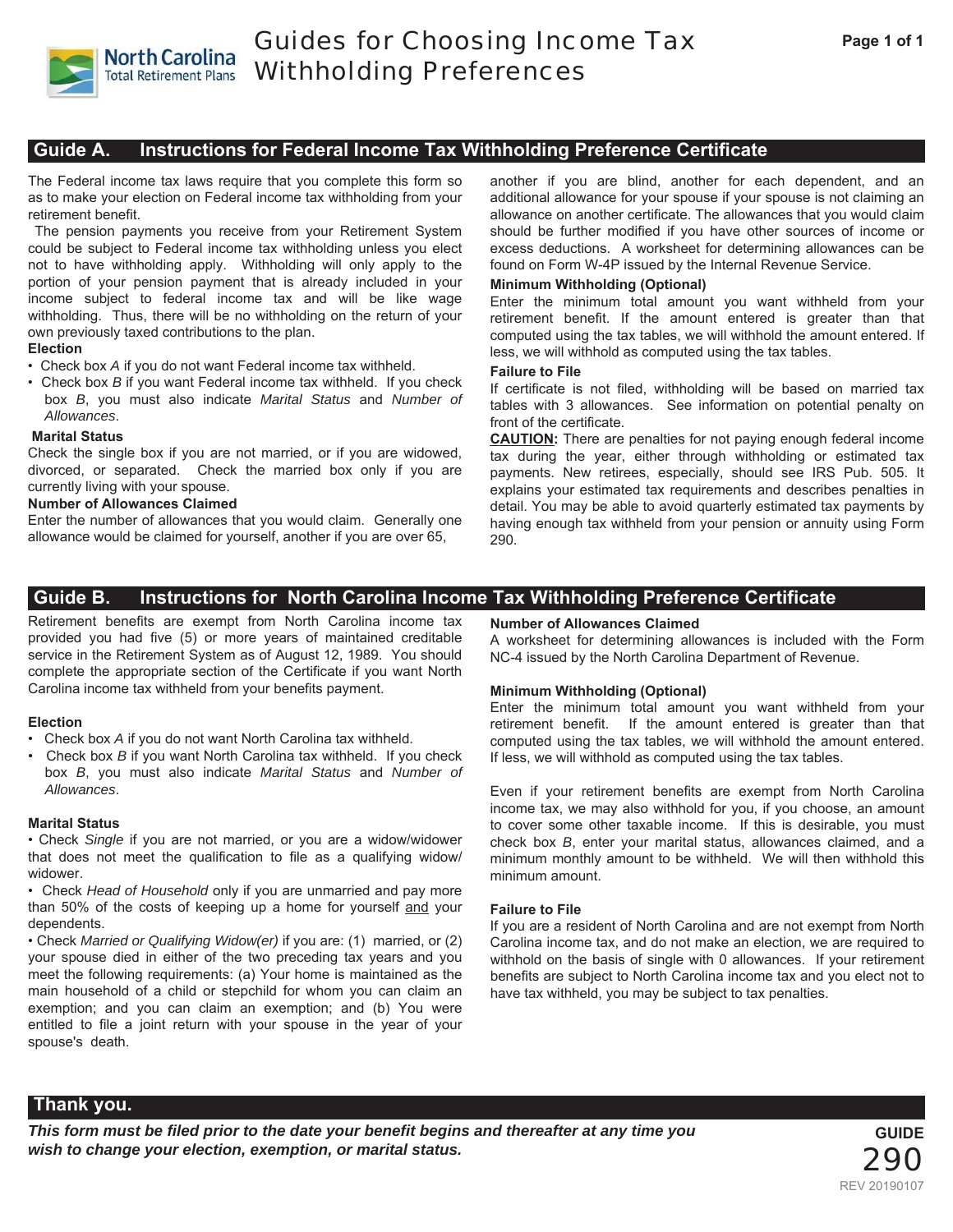# Guides for Choosing Income Tax Withholding Preferences

North Carolina Total Retirement Plans

## Guide A. Instructions for Federal Income Tax Withholding Preference Certificate

The Federal income tax laws require that you complete this form so as to make your election on Federal income tax withholding from your retirement benefit.

The pension payments you receive from your Retirement System could be subject to Federal income tax withholding unless you elect not to have withholding apply. Withholding will only apply to the portion of your pension payment that is already included in your income subject to federal income tax and will be like wage withholding. Thus, there will be no withholding on the return of your own previously taxed contributions to the plan.

**Election**

- Check box *A* if you do not want Federal income tax withheld.
- Check box *B* if you want Federal income tax withheld. If you check box *B*, you must also indicate *Marital Status* and *Number of Allowances*.

**Marital Status**

Check the single box if you are not married, or if you are widowed, divorced, or separated. Check the married box only if you are currently living with your spouse.

**Number of Allowances Claimed**

Enter the number of allowances that you would claim. Generally one allowance would be claimed for yourself, another if you are over 65, another if you are blind, another for each dependent, and an additional allowance for your spouse if your spouse is not claiming an allowance on another certificate. The allowances that you would claim should be further modified if you have other sources of income or excess deductions. A worksheet for determining allowances can be found on Form W-4P issued by the Internal Revenue Service.

**Minimum Withholding (Optional)**

Enter the minimum total amount you want withheld from your retirement benefit. If the amount entered is greater than that computed using the tax tables, we will withhold the amount entered. If less, we will withhold as computed using the tax tables.

**Failure to File**

If certificate is not filed, withholding will be based on married tax tables with 3 allowances. See information on potential penalty on front of the certificate.

**CAUTION:** There are penalties for not paying enough federal income tax during the year, either through withholding or estimated tax payments. New retirees, especially, should see IRS Pub. 505. It explains your estimated tax requirements and describes penalties in detail. You may be able to avoid quarterly estimated tax payments by having enough tax withheld from your pension or annuity using Form 290.

## Guide B. Instructions for North Carolina Income Tax Withholding Preference Certificate

Retirement benefits are exempt from North Carolina income tax provided you had five (5) or more years of maintained creditable service in the Retirement System as of August 12, 1989. You should complete the appropriate section of the Certificate if you want North Carolina income tax withheld from your benefits payment.

**Election**

- Check box *A* if you do not want North Carolina tax withheld.
- Check box *B* if you want North Carolina tax withheld. If you check box *B*, you must also indicate *Marital Status* and *Number of Allowances*.

**Marital Status**

- Check *Single* if you are not married, or you are a widow/widower that does not meet the qualification to file as a qualifying widow/widower.
- Check *Head of Household* only if you are unmarried and pay more than 50% of the costs of keeping up a home for yourself and your dependents.
- Check *Married or Qualifying Widow(er)* if you are: (1) married, or (2) your spouse died in either of the two preceding tax years and you meet the following requirements: (a) Your home is maintained as the main household of a child or stepchild for whom you can claim an exemption; and you can claim an exemption; and (b) You were entitled to file a joint return with your spouse in the year of your spouse's death.

**Number of Allowances Claimed**

A worksheet for determining allowances is included with the Form NC-4 issued by the North Carolina Department of Revenue.

**Minimum Withholding (Optional)**

Enter the minimum total amount you want withheld from your retirement benefit. If the amount entered is greater than that computed using the tax tables, we will withhold the amount entered. If less, we will withhold as computed using the tax tables.

Even if your retirement benefits are exempt from North Carolina income tax, we may also withhold for you, if you choose, an amount to cover some other taxable income. If this is desirable, you must check box *B*, enter your marital status, allowances claimed, and a minimum monthly amount to be withheld. We will then withhold this minimum amount.

**Failure to File**

If you are a resident of North Carolina and are not exempt from North Carolina income tax, and do not make an election, we are required to withhold on the basis of single with 0 allowances. If your retirement benefits are subject to North Carolina income tax and you elect not to have tax withheld, you may be subject to tax penalties.

## Thank you.

***This form must be filed prior to the date your benefit begins and thereafter at any time you wish to change your election, exemption, or marital status.***

GUIDE 290

REV 20190107